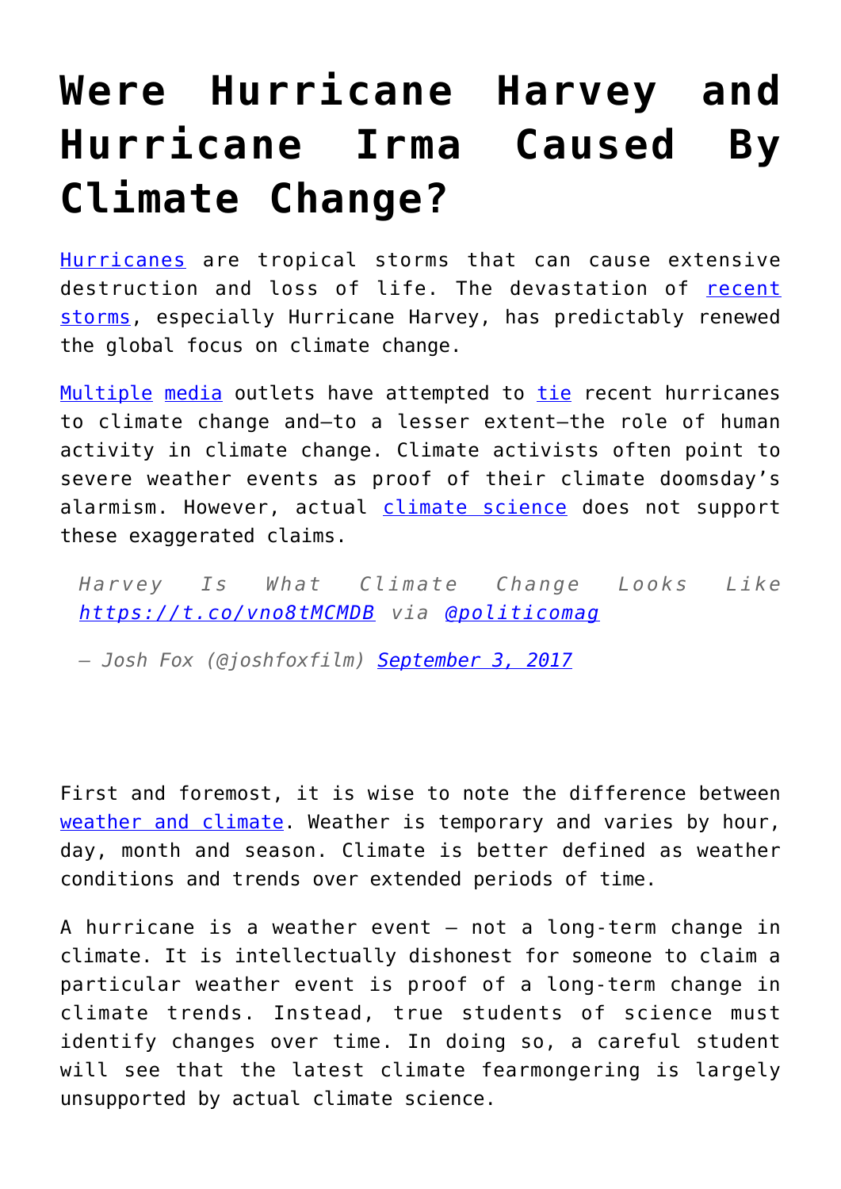# Were Hurricane Harvey and Hurricane Irma Caused By Climate Change?

Hurricanes are tropical storms that can cause extensive destruction and loss of life. The devastation of recent storms, especially Hurricane Harvey, has predictably renewed the global focus on climate change.

Multiple media outlets have attempted to tie recent hurricanes to climate change and—to a lesser extent—the role of human activity in climate change. Climate activists often point to severe weather events as proof of their climate doomsday's alarmism. However, actual climate science does not support these exaggerated claims.

> *Harvey Is What Climate Change Looks Like https://t.co/vno8tMCMDB via @politicomag*
>
> *— Josh Fox (@joshfoxfilm) September 3, 2017*

First and foremost, it is wise to note the difference between weather and climate. Weather is temporary and varies by hour, day, month and season. Climate is better defined as weather conditions and trends over extended periods of time.

A hurricane is a weather event – not a long-term change in climate. It is intellectually dishonest for someone to claim a particular weather event is proof of a long-term change in climate trends. Instead, true students of science must identify changes over time. In doing so, a careful student will see that the latest climate fearmongering is largely unsupported by actual climate science.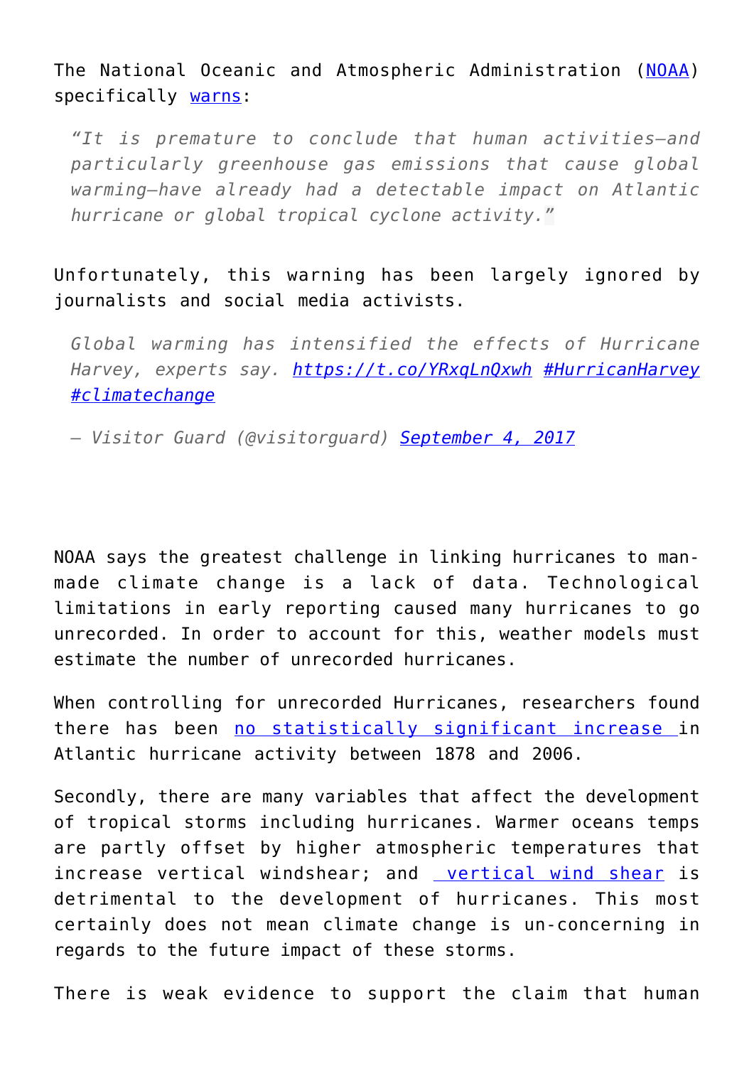The National Oceanic and Atmospheric Administration (NOAA) specifically warns:

> *"It is premature to conclude that human activities–and particularly greenhouse gas emissions that cause global warming–have already had a detectable impact on Atlantic hurricane or global tropical cyclone activity."*

Unfortunately, this warning has been largely ignored by journalists and social media activists.

> *Global warming has intensified the effects of Hurricane Harvey, experts say. https://t.co/YRxqLnQxwh #HurricanHarvey #climatechange*
>
> *— Visitor Guard (@visitorguard) September 4, 2017*

NOAA says the greatest challenge in linking hurricanes to man-made climate change is a lack of data. Technological limitations in early reporting caused many hurricanes to go unrecorded. In order to account for this, weather models must estimate the number of unrecorded hurricanes.

When controlling for unrecorded Hurricanes, researchers found there has been no statistically significant increase in Atlantic hurricane activity between 1878 and 2006.

Secondly, there are many variables that affect the development of tropical storms including hurricanes. Warmer oceans temps are partly offset by higher atmospheric temperatures that increase vertical windshear; and vertical wind shear is detrimental to the development of hurricanes. This most certainly does not mean climate change is un-concerning in regards to the future impact of these storms.

There is weak evidence to support the claim that human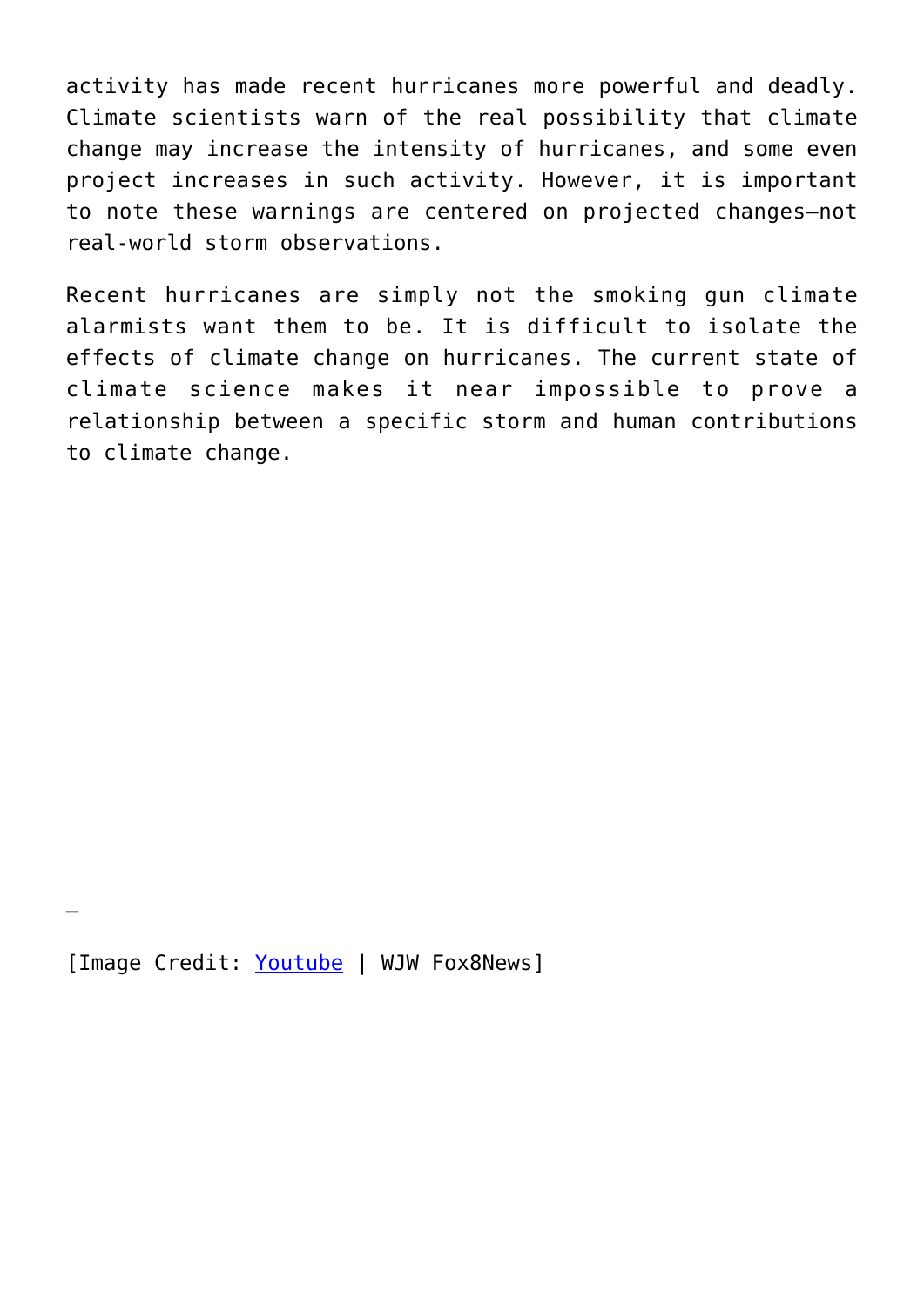activity has made recent hurricanes more powerful and deadly. Climate scientists warn of the real possibility that climate change may increase the intensity of hurricanes, and some even project increases in such activity. However, it is important to note these warnings are centered on projected changes—not real-world storm observations.

Recent hurricanes are simply not the smoking gun climate alarmists want them to be. It is difficult to isolate the effects of climate change on hurricanes. The current state of climate science makes it near impossible to prove a relationship between a specific storm and human contributions to climate change.

—

[Image Credit: Youtube | WJW Fox8News]